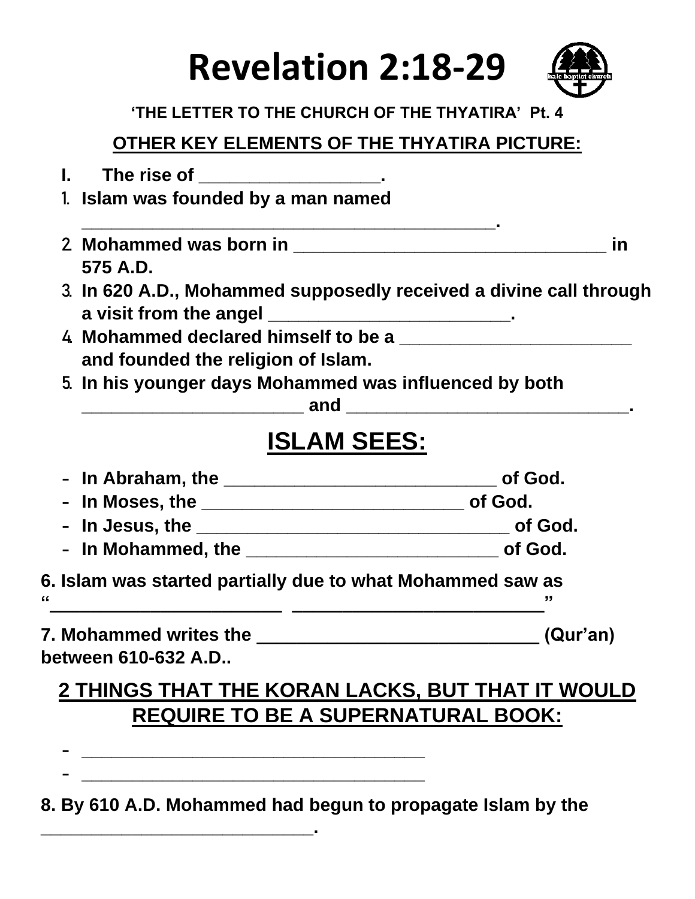# Revelation 2:18-29

**'THE LETTER TO THE CHURCH OF THE THYATIRA' Pt. 4**

## OTHER KEY ELEMENTS OF THE THYATIRA PICTURE:

**I. The rise of __________________.**

1. **Islam was founded by a man named ___________________________________________.**
2. **Mohammed was born in _________________________________ in 575 A.D.**
3. **In 620 A.D., Mohammed supposedly received a divine call through a visit from the angel _________________________.**
4. **Mohammed declared himself to be a ________________________ and founded the religion of Islam.**
5. **In his younger days Mohammed was influenced by both _______________________ and _____________________________.**

## ISLAM SEES:

- **In Abraham, the ____________________________ of God.**
- **In Moses, the ___________________________ of God.**
- **In Jesus, the _________________________________ of God.**
- **In Mohammed, the __________________________ of God.**

**6. Islam was started partially due to what Mohammed saw as "________________________ _________________________"**

**7. Mohammed writes the ____________________________ (Qur'an) between 610-632 A.D..**

## 2 THINGS THAT THE KORAN LACKS, BUT THAT IT WOULD REQUIRE TO BE A SUPERNATURAL BOOK:

- ____________________________________
- ____________________________________

**8. By 610 A.D. Mohammed had begun to propagate Islam by the ____________________________.**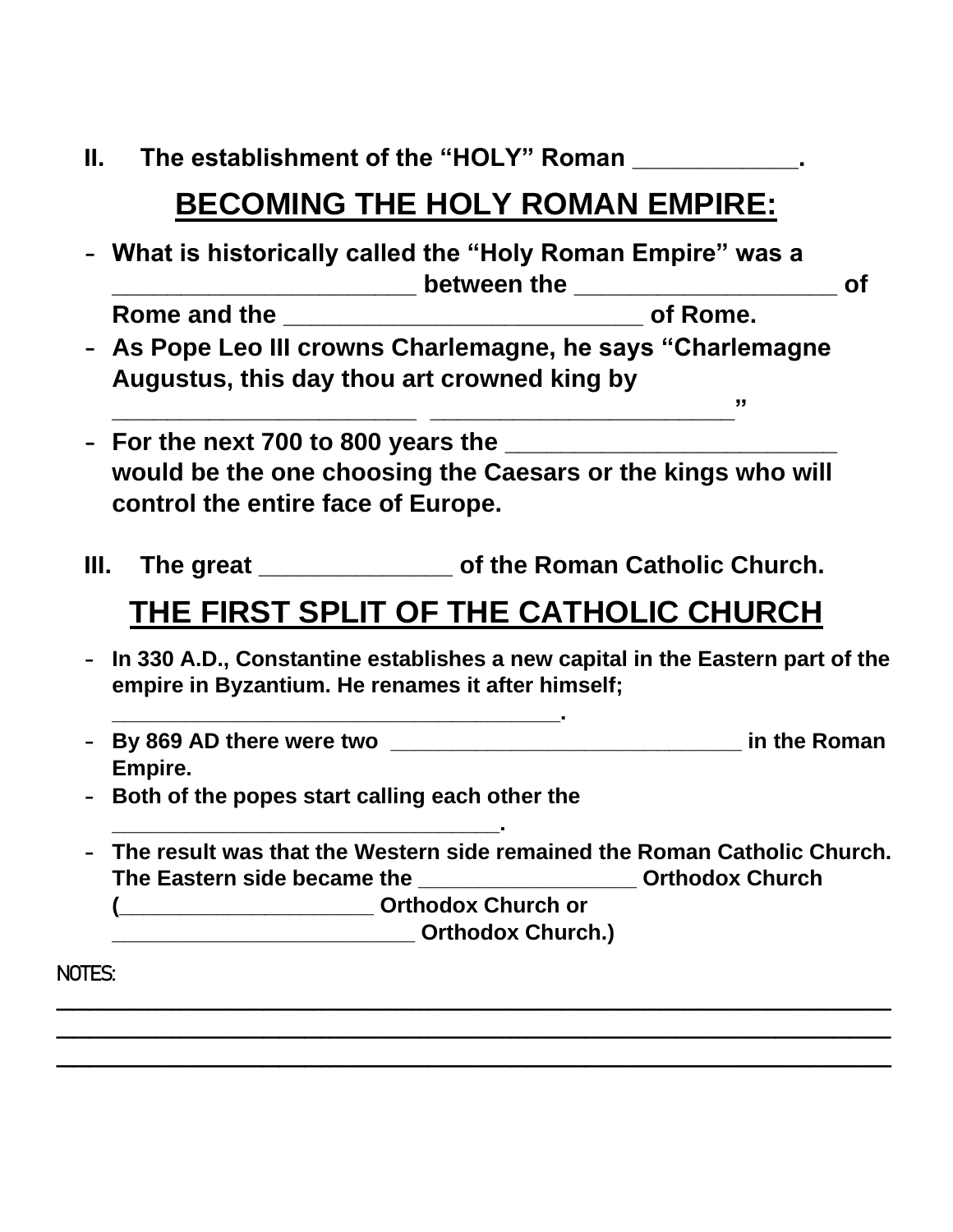**II. The establishment of the "HOLY" Roman ____________.**

## BECOMING THE HOLY ROMAN EMPIRE:

- **What is historically called the "Holy Roman Empire" was a ______________________ between the ___________________ of Rome and the __________________________ of Rome.**
- **As Pope Leo III crowns Charlemagne, he says "Charlemagne Augustus, this day thou art crowned king by ______________________ ______________________"**
- **For the next 700 to 800 years the ________________________ would be the one choosing the Caesars or the kings who will control the entire face of Europe.**

**III. The great ______________ of the Roman Catholic Church.**

## THE FIRST SPLIT OF THE CATHOLIC CHURCH

- **In 330 A.D., Constantine establishes a new capital in the Eastern part of the empire in Byzantium. He renames it after himself; ____________________________________.**
- **By 869 AD there were two ____________________________ in the Roman Empire.**
- **Both of the popes start calling each other the _______________________________.**
- **The result was that the Western side remained the Roman Catholic Church. The Eastern side became the _________________ Orthodox Church (_____________________ Orthodox Church or _________________________ Orthodox Church.)**

NOTES:

______________________________________________________________________

______________________________________________________________________

______________________________________________________________________